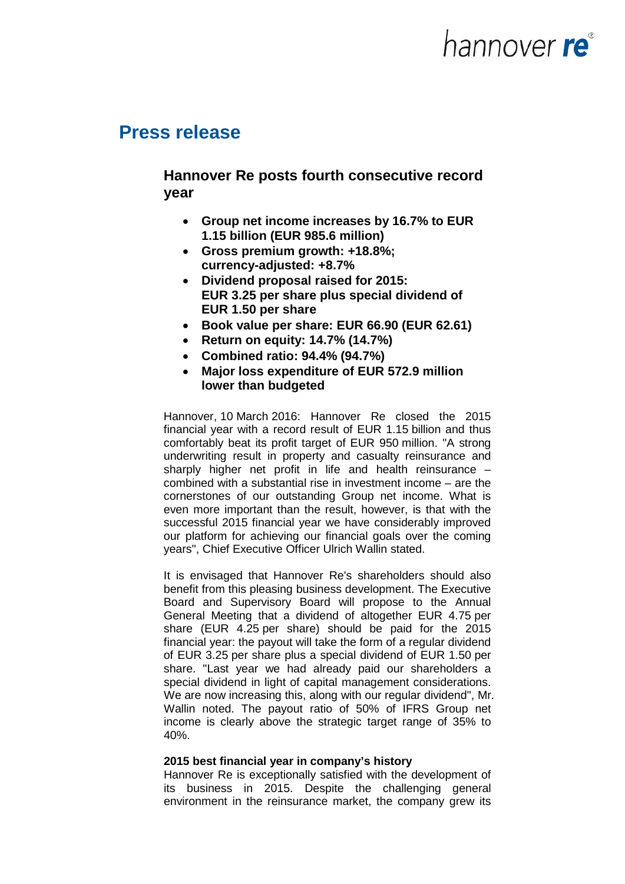hannover re

# Press release

## Hannover Re posts fourth consecutive record year

- **Group net income increases by 16.7% to EUR 1.15 billion (EUR 985.6 million)**
- **Gross premium growth: +18.8%; currency-adjusted: +8.7%**
- **Dividend proposal raised for 2015: EUR 3.25 per share plus special dividend of EUR 1.50 per share**
- **Book value per share: EUR 66.90 (EUR 62.61)**
- **Return on equity: 14.7% (14.7%)**
- **Combined ratio: 94.4% (94.7%)**
- **Major loss expenditure of EUR 572.9 million lower than budgeted**

Hannover, 10 March 2016: Hannover Re closed the 2015 financial year with a record result of EUR 1.15 billion and thus comfortably beat its profit target of EUR 950 million. "A strong underwriting result in property and casualty reinsurance and sharply higher net profit in life and health reinsurance – combined with a substantial rise in investment income – are the cornerstones of our outstanding Group net income. What is even more important than the result, however, is that with the successful 2015 financial year we have considerably improved our platform for achieving our financial goals over the coming years", Chief Executive Officer Ulrich Wallin stated.

It is envisaged that Hannover Re's shareholders should also benefit from this pleasing business development. The Executive Board and Supervisory Board will propose to the Annual General Meeting that a dividend of altogether EUR 4.75 per share (EUR 4.25 per share) should be paid for the 2015 financial year: the payout will take the form of a regular dividend of EUR 3.25 per share plus a special dividend of EUR 1.50 per share. "Last year we had already paid our shareholders a special dividend in light of capital management considerations. We are now increasing this, along with our regular dividend", Mr. Wallin noted. The payout ratio of 50% of IFRS Group net income is clearly above the strategic target range of 35% to 40%.

**2015 best financial year in company's history**

Hannover Re is exceptionally satisfied with the development of its business in 2015. Despite the challenging general environment in the reinsurance market, the company grew its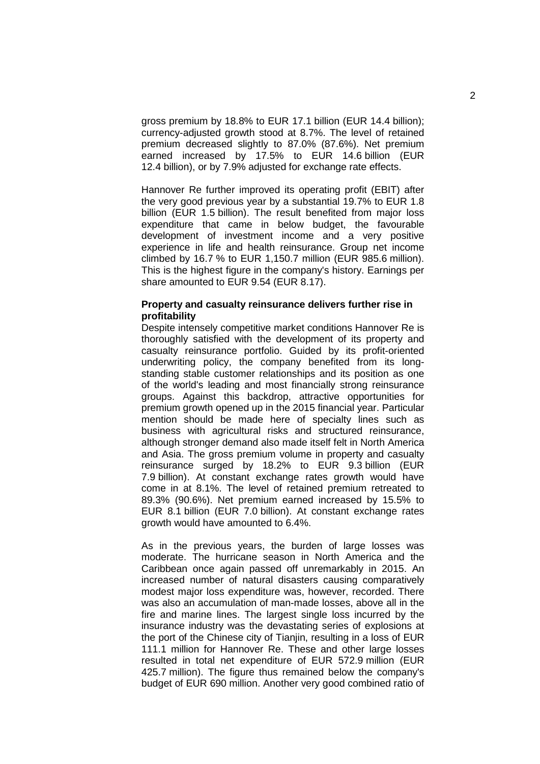gross premium by 18.8% to EUR 17.1 billion (EUR 14.4 billion); currency-adjusted growth stood at 8.7%. The level of retained premium decreased slightly to 87.0% (87.6%). Net premium earned increased by 17.5% to EUR 14.6 billion (EUR 12.4 billion), or by 7.9% adjusted for exchange rate effects.

Hannover Re further improved its operating profit (EBIT) after the very good previous year by a substantial 19.7% to EUR 1.8 billion (EUR 1.5 billion). The result benefited from major loss expenditure that came in below budget, the favourable development of investment income and a very positive experience in life and health reinsurance. Group net income climbed by 16.7 % to EUR 1,150.7 million (EUR 985.6 million). This is the highest figure in the company's history. Earnings per share amounted to EUR 9.54 (EUR 8.17).

**Property and casualty reinsurance delivers further rise in profitability**

Despite intensely competitive market conditions Hannover Re is thoroughly satisfied with the development of its property and casualty reinsurance portfolio. Guided by its profit-oriented underwriting policy, the company benefited from its long-standing stable customer relationships and its position as one of the world's leading and most financially strong reinsurance groups. Against this backdrop, attractive opportunities for premium growth opened up in the 2015 financial year. Particular mention should be made here of specialty lines such as business with agricultural risks and structured reinsurance, although stronger demand also made itself felt in North America and Asia. The gross premium volume in property and casualty reinsurance surged by 18.2% to EUR 9.3 billion (EUR 7.9 billion). At constant exchange rates growth would have come in at 8.1%. The level of retained premium retreated to 89.3% (90.6%). Net premium earned increased by 15.5% to EUR 8.1 billion (EUR 7.0 billion). At constant exchange rates growth would have amounted to 6.4%.

As in the previous years, the burden of large losses was moderate. The hurricane season in North America and the Caribbean once again passed off unremarkably in 2015. An increased number of natural disasters causing comparatively modest major loss expenditure was, however, recorded. There was also an accumulation of man-made losses, above all in the fire and marine lines. The largest single loss incurred by the insurance industry was the devastating series of explosions at the port of the Chinese city of Tianjin, resulting in a loss of EUR 111.1 million for Hannover Re. These and other large losses resulted in total net expenditure of EUR 572.9 million (EUR 425.7 million). The figure thus remained below the company's budget of EUR 690 million. Another very good combined ratio of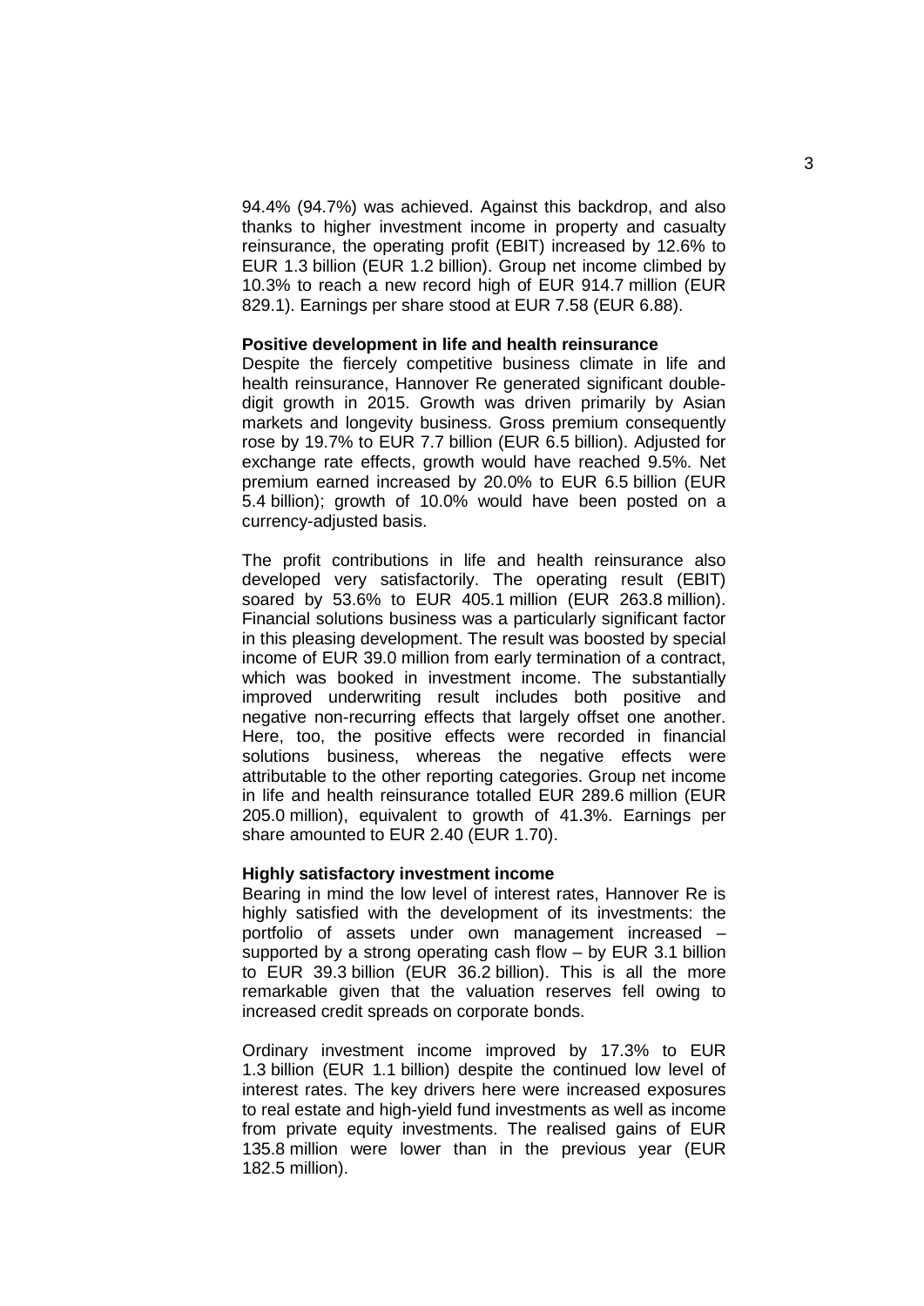94.4% (94.7%) was achieved. Against this backdrop, and also thanks to higher investment income in property and casualty reinsurance, the operating profit (EBIT) increased by 12.6% to EUR 1.3 billion (EUR 1.2 billion). Group net income climbed by 10.3% to reach a new record high of EUR 914.7 million (EUR 829.1). Earnings per share stood at EUR 7.58 (EUR 6.88).

**Positive development in life and health reinsurance**

Despite the fiercely competitive business climate in life and health reinsurance, Hannover Re generated significant double-digit growth in 2015. Growth was driven primarily by Asian markets and longevity business. Gross premium consequently rose by 19.7% to EUR 7.7 billion (EUR 6.5 billion). Adjusted for exchange rate effects, growth would have reached 9.5%. Net premium earned increased by 20.0% to EUR 6.5 billion (EUR 5.4 billion); growth of 10.0% would have been posted on a currency-adjusted basis.

The profit contributions in life and health reinsurance also developed very satisfactorily. The operating result (EBIT) soared by 53.6% to EUR 405.1 million (EUR 263.8 million). Financial solutions business was a particularly significant factor in this pleasing development. The result was boosted by special income of EUR 39.0 million from early termination of a contract, which was booked in investment income. The substantially improved underwriting result includes both positive and negative non-recurring effects that largely offset one another. Here, too, the positive effects were recorded in financial solutions business, whereas the negative effects were attributable to the other reporting categories. Group net income in life and health reinsurance totalled EUR 289.6 million (EUR 205.0 million), equivalent to growth of 41.3%. Earnings per share amounted to EUR 2.40 (EUR 1.70).

**Highly satisfactory investment income**

Bearing in mind the low level of interest rates, Hannover Re is highly satisfied with the development of its investments: the portfolio of assets under own management increased – supported by a strong operating cash flow – by EUR 3.1 billion to EUR 39.3 billion (EUR 36.2 billion). This is all the more remarkable given that the valuation reserves fell owing to increased credit spreads on corporate bonds.

Ordinary investment income improved by 17.3% to EUR 1.3 billion (EUR 1.1 billion) despite the continued low level of interest rates. The key drivers here were increased exposures to real estate and high-yield fund investments as well as income from private equity investments. The realised gains of EUR 135.8 million were lower than in the previous year (EUR 182.5 million).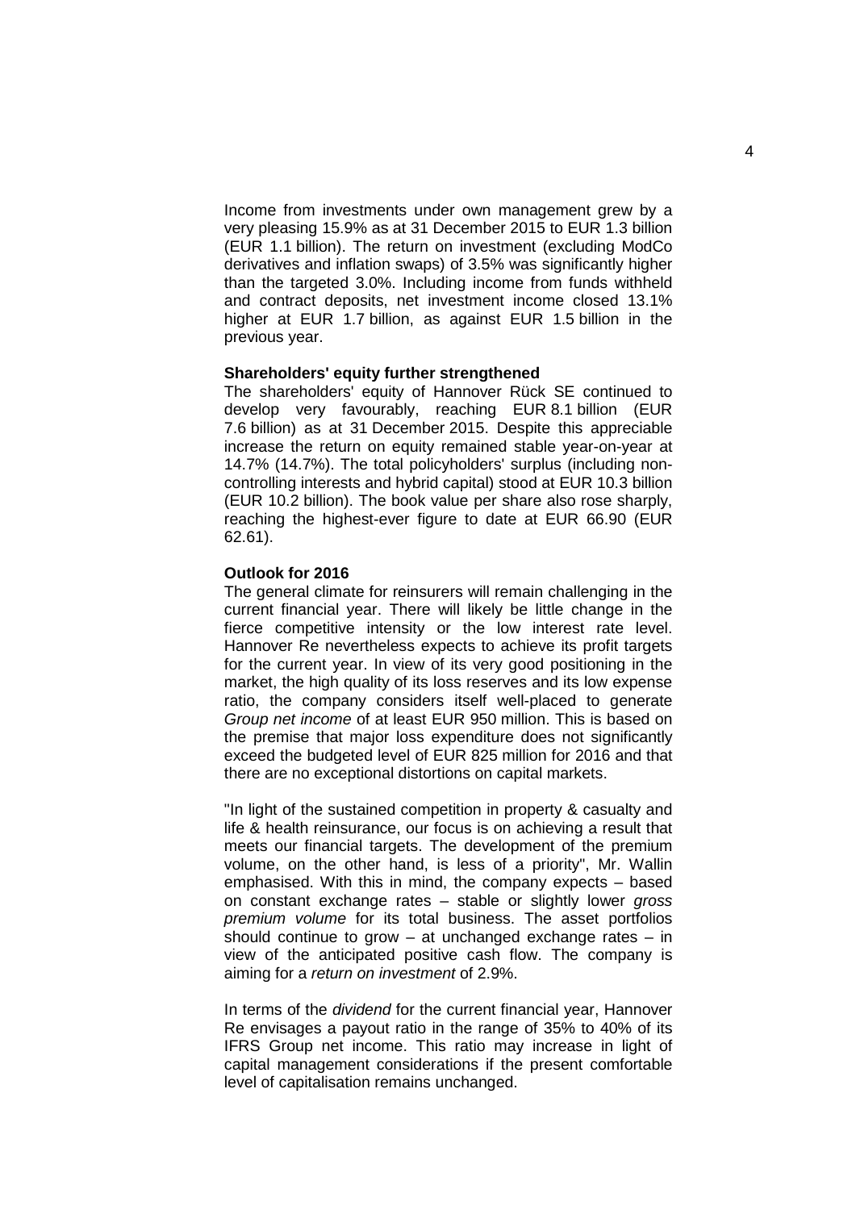Income from investments under own management grew by a very pleasing 15.9% as at 31 December 2015 to EUR 1.3 billion (EUR 1.1 billion). The return on investment (excluding ModCo derivatives and inflation swaps) of 3.5% was significantly higher than the targeted 3.0%. Including income from funds withheld and contract deposits, net investment income closed 13.1% higher at EUR 1.7 billion, as against EUR 1.5 billion in the previous year.

**Shareholders' equity further strengthened**

The shareholders' equity of Hannover Rück SE continued to develop very favourably, reaching EUR 8.1 billion (EUR 7.6 billion) as at 31 December 2015. Despite this appreciable increase the return on equity remained stable year-on-year at 14.7% (14.7%). The total policyholders' surplus (including non-controlling interests and hybrid capital) stood at EUR 10.3 billion (EUR 10.2 billion). The book value per share also rose sharply, reaching the highest-ever figure to date at EUR 66.90 (EUR 62.61).

**Outlook for 2016**

The general climate for reinsurers will remain challenging in the current financial year. There will likely be little change in the fierce competitive intensity or the low interest rate level. Hannover Re nevertheless expects to achieve its profit targets for the current year. In view of its very good positioning in the market, the high quality of its loss reserves and its low expense ratio, the company considers itself well-placed to generate *Group net income* of at least EUR 950 million. This is based on the premise that major loss expenditure does not significantly exceed the budgeted level of EUR 825 million for 2016 and that there are no exceptional distortions on capital markets.

"In light of the sustained competition in property & casualty and life & health reinsurance, our focus is on achieving a result that meets our financial targets. The development of the premium volume, on the other hand, is less of a priority", Mr. Wallin emphasised. With this in mind, the company expects – based on constant exchange rates – stable or slightly lower *gross premium volume* for its total business. The asset portfolios should continue to grow – at unchanged exchange rates – in view of the anticipated positive cash flow. The company is aiming for a *return on investment* of 2.9%.

In terms of the *dividend* for the current financial year, Hannover Re envisages a payout ratio in the range of 35% to 40% of its IFRS Group net income. This ratio may increase in light of capital management considerations if the present comfortable level of capitalisation remains unchanged.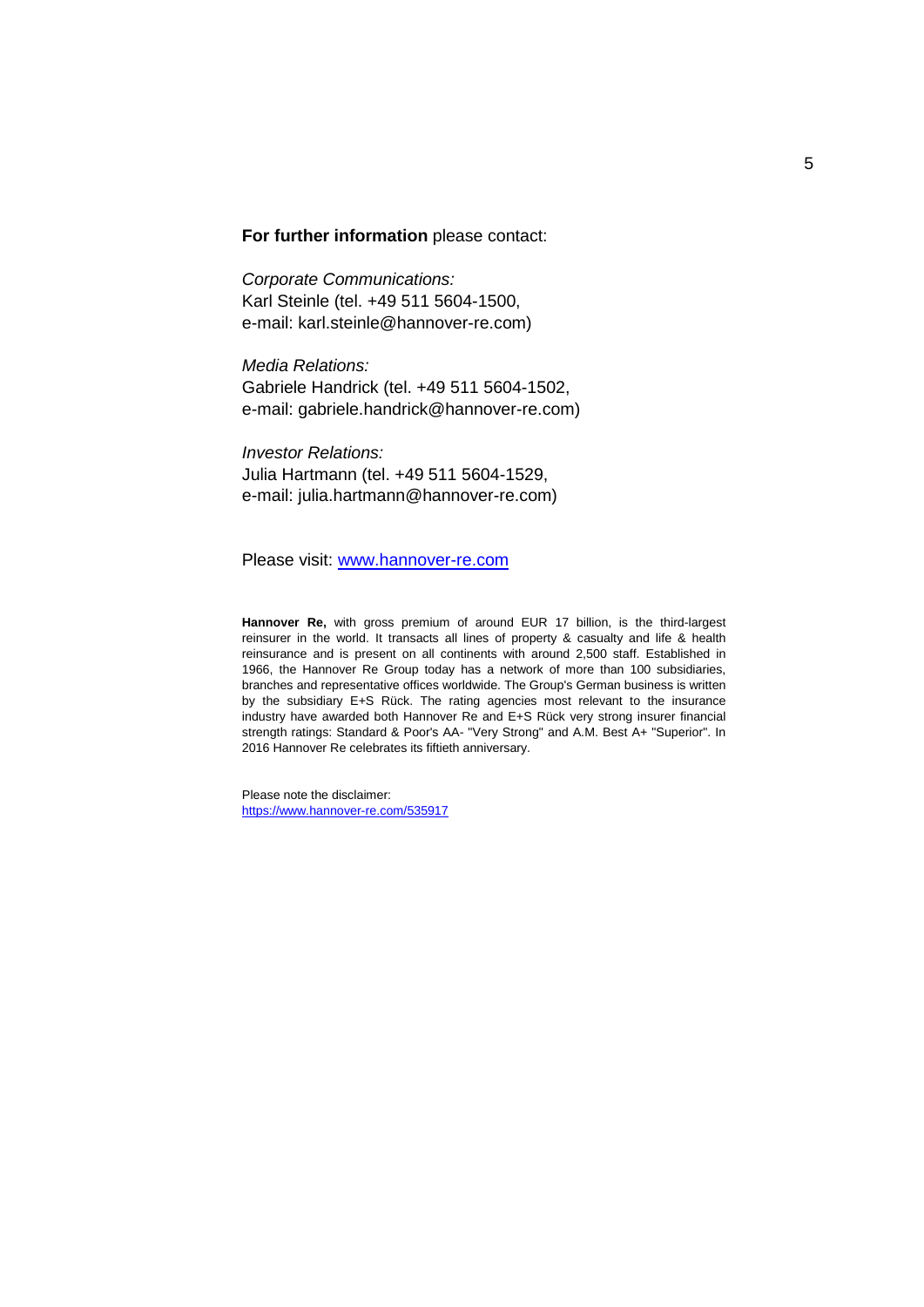**For further information** please contact:

*Corporate Communications:*
Karl Steinle (tel. +49 511 5604-1500,
e-mail: karl.steinle@hannover-re.com)

*Media Relations:*
Gabriele Handrick (tel. +49 511 5604-1502,
e-mail: gabriele.handrick@hannover-re.com)

*Investor Relations:*
Julia Hartmann (tel. +49 511 5604-1529,
e-mail: julia.hartmann@hannover-re.com)

Please visit: [www.hannover-re.com](http://www.hannover-re.com)

**Hannover Re,** with gross premium of around EUR 17 billion, is the third-largest reinsurer in the world. It transacts all lines of property & casualty and life & health reinsurance and is present on all continents with around 2,500 staff. Established in 1966, the Hannover Re Group today has a network of more than 100 subsidiaries, branches and representative offices worldwide. The Group's German business is written by the subsidiary E+S Rück. The rating agencies most relevant to the insurance industry have awarded both Hannover Re and E+S Rück very strong insurer financial strength ratings: Standard & Poor's AA- "Very Strong" and A.M. Best A+ "Superior". In 2016 Hannover Re celebrates its fiftieth anniversary.

Please note the disclaimer:
[https://www.hannover-re.com/535917](https://www.hannover-re.com/535917)